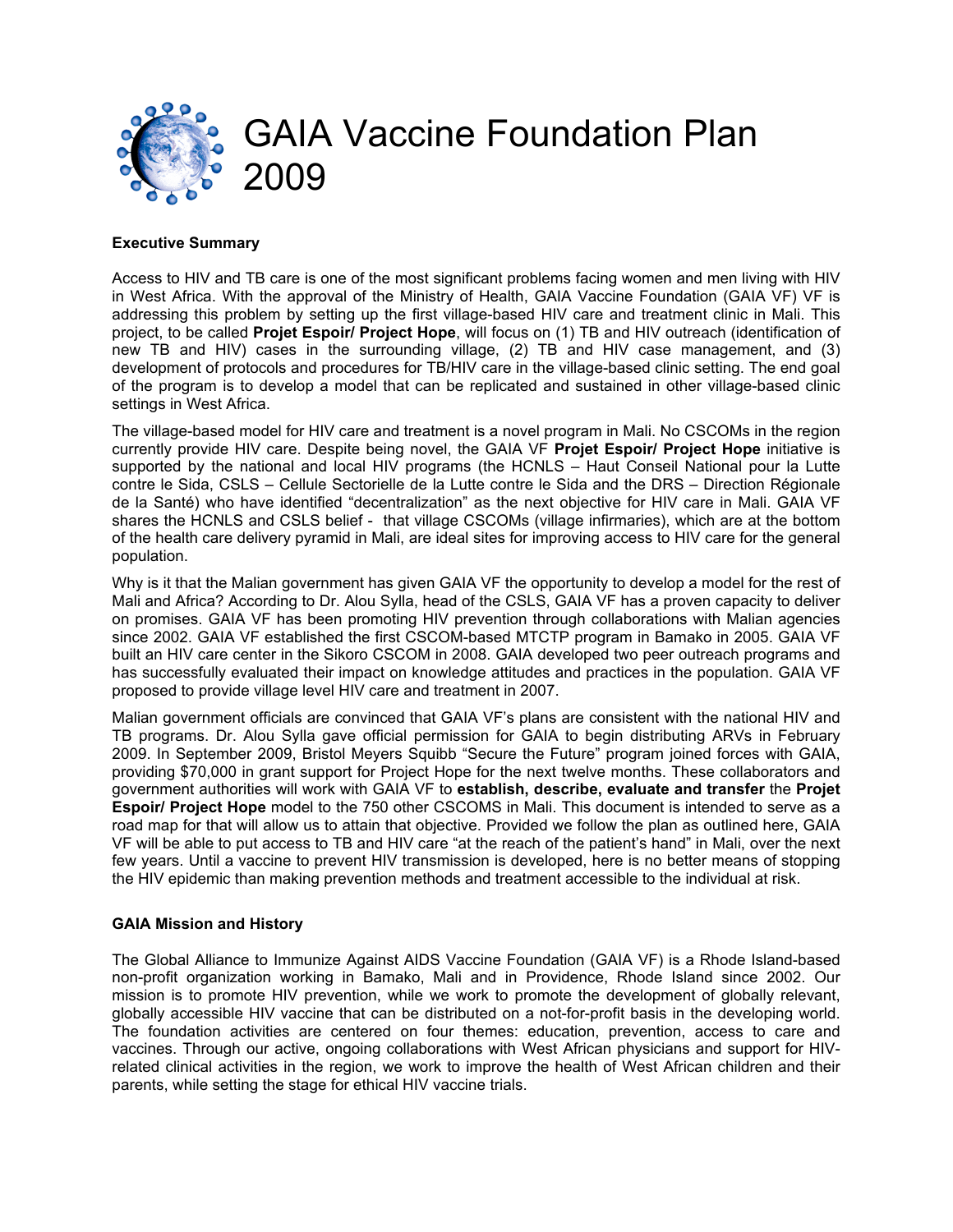# GAIA Vaccine Foundation Plan 2009

**Executive Summary**

Access to HIV and TB care is one of the most significant problems facing women and men living with HIV in West Africa. With the approval of the Ministry of Health, GAIA Vaccine Foundation (GAIA VF) VF is addressing this problem by setting up the first village-based HIV care and treatment clinic in Mali. This project, to be called **Projet Espoir/ Project Hope**, will focus on (1) TB and HIV outreach (identification of new TB and HIV) cases in the surrounding village, (2) TB and HIV case management, and (3) development of protocols and procedures for TB/HIV care in the village-based clinic setting. The end goal of the program is to develop a model that can be replicated and sustained in other village-based clinic settings in West Africa.

The village-based model for HIV care and treatment is a novel program in Mali. No CSCOMs in the region currently provide HIV care. Despite being novel, the GAIA VF **Projet Espoir/ Project Hope** initiative is supported by the national and local HIV programs (the HCNLS – Haut Conseil National pour la Lutte contre le Sida, CSLS – Cellule Sectorielle de la Lutte contre le Sida and the DRS – Direction Régionale de la Santé) who have identified "decentralization" as the next objective for HIV care in Mali. GAIA VF shares the HCNLS and CSLS belief - that village CSCOMs (village infirmaries), which are at the bottom of the health care delivery pyramid in Mali, are ideal sites for improving access to HIV care for the general population.

Why is it that the Malian government has given GAIA VF the opportunity to develop a model for the rest of Mali and Africa? According to Dr. Alou Sylla, head of the CSLS, GAIA VF has a proven capacity to deliver on promises. GAIA VF has been promoting HIV prevention through collaborations with Malian agencies since 2002. GAIA VF established the first CSCOM-based MTCTP program in Bamako in 2005. GAIA VF built an HIV care center in the Sikoro CSCOM in 2008. GAIA developed two peer outreach programs and has successfully evaluated their impact on knowledge attitudes and practices in the population. GAIA VF proposed to provide village level HIV care and treatment in 2007.

Malian government officials are convinced that GAIA VF's plans are consistent with the national HIV and TB programs. Dr. Alou Sylla gave official permission for GAIA to begin distributing ARVs in February 2009. In September 2009, Bristol Meyers Squibb "Secure the Future" program joined forces with GAIA, providing $70,000 in grant support for Project Hope for the next twelve months. These collaborators and government authorities will work with GAIA VF to **establish, describe, evaluate and transfer** the **Projet Espoir/ Project Hope** model to the 750 other CSCOMS in Mali. This document is intended to serve as a road map for that will allow us to attain that objective. Provided we follow the plan as outlined here, GAIA VF will be able to put access to TB and HIV care "at the reach of the patient's hand" in Mali, over the next few years. Until a vaccine to prevent HIV transmission is developed, here is no better means of stopping the HIV epidemic than making prevention methods and treatment accessible to the individual at risk.

**GAIA Mission and History**

The Global Alliance to Immunize Against AIDS Vaccine Foundation (GAIA VF) is a Rhode Island-based non-profit organization working in Bamako, Mali and in Providence, Rhode Island since 2002. Our mission is to promote HIV prevention, while we work to promote the development of globally relevant, globally accessible HIV vaccine that can be distributed on a not-for-profit basis in the developing world. The foundation activities are centered on four themes: education, prevention, access to care and vaccines. Through our active, ongoing collaborations with West African physicians and support for HIV-related clinical activities in the region, we work to improve the health of West African children and their parents, while setting the stage for ethical HIV vaccine trials.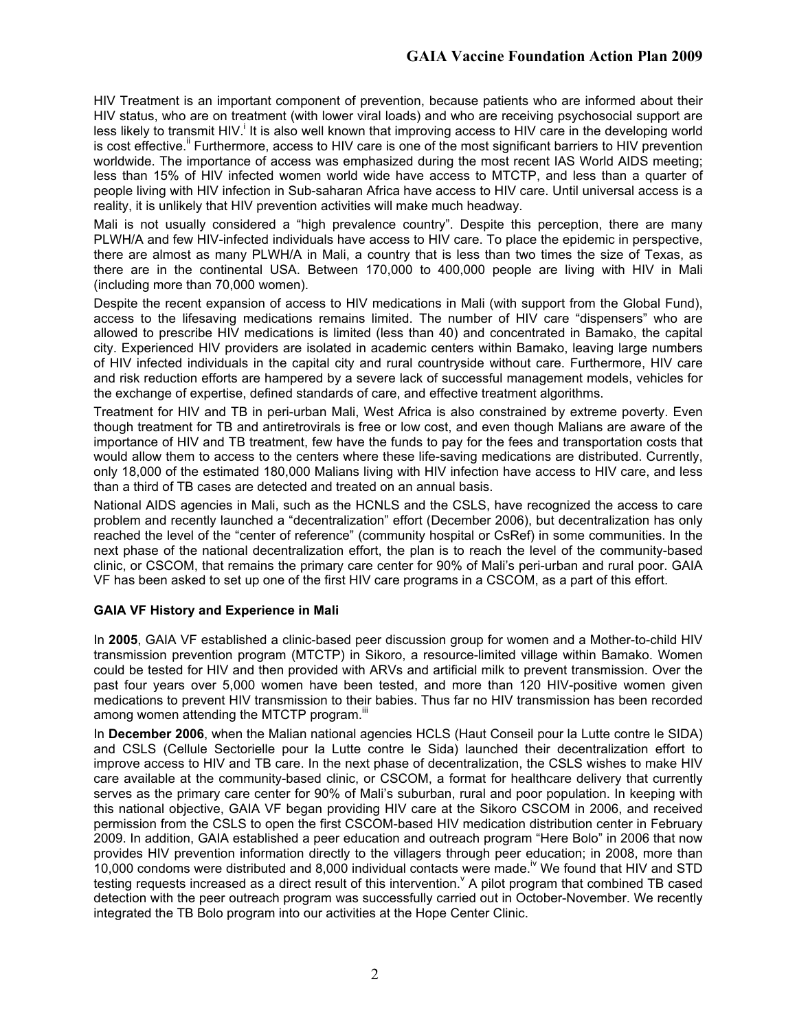HIV Treatment is an important component of prevention, because patients who are informed about their HIV status, who are on treatment (with lower viral loads) and who are receiving psychosocial support are less likely to transmit HIV.[i] It is also well known that improving access to HIV care in the developing world is cost effective.[ii] Furthermore, access to HIV care is one of the most significant barriers to HIV prevention worldwide. The importance of access was emphasized during the most recent IAS World AIDS meeting; less than 15% of HIV infected women world wide have access to MTCTP, and less than a quarter of people living with HIV infection in Sub-saharan Africa have access to HIV care. Until universal access is a reality, it is unlikely that HIV prevention activities will make much headway.

Mali is not usually considered a “high prevalence country”. Despite this perception, there are many PLWH/A and few HIV-infected individuals have access to HIV care. To place the epidemic in perspective, there are almost as many PLWH/A in Mali, a country that is less than two times the size of Texas, as there are in the continental USA. Between 170,000 to 400,000 people are living with HIV in Mali (including more than 70,000 women).

Despite the recent expansion of access to HIV medications in Mali (with support from the Global Fund), access to the lifesaving medications remains limited. The number of HIV care “dispensers” who are allowed to prescribe HIV medications is limited (less than 40) and concentrated in Bamako, the capital city. Experienced HIV providers are isolated in academic centers within Bamako, leaving large numbers of HIV infected individuals in the capital city and rural countryside without care. Furthermore, HIV care and risk reduction efforts are hampered by a severe lack of successful management models, vehicles for the exchange of expertise, defined standards of care, and effective treatment algorithms.

Treatment for HIV and TB in peri-urban Mali, West Africa is also constrained by extreme poverty. Even though treatment for TB and antiretrovirals is free or low cost, and even though Malians are aware of the importance of HIV and TB treatment, few have the funds to pay for the fees and transportation costs that would allow them to access to the centers where these life-saving medications are distributed. Currently, only 18,000 of the estimated 180,000 Malians living with HIV infection have access to HIV care, and less than a third of TB cases are detected and treated on an annual basis.

National AIDS agencies in Mali, such as the HCNLS and the CSLS, have recognized the access to care problem and recently launched a “decentralization” effort (December 2006), but decentralization has only reached the level of the “center of reference” (community hospital or CsRef) in some communities. In the next phase of the national decentralization effort, the plan is to reach the level of the community-based clinic, or CSCOM, that remains the primary care center for 90% of Mali’s peri-urban and rural poor. GAIA VF has been asked to set up one of the first HIV care programs in a CSCOM, as a part of this effort.

### GAIA VF History and Experience in Mali

In **2005**, GAIA VF established a clinic-based peer discussion group for women and a Mother-to-child HIV transmission prevention program (MTCTP) in Sikoro, a resource-limited village within Bamako. Women could be tested for HIV and then provided with ARVs and artificial milk to prevent transmission. Over the past four years over 5,000 women have been tested, and more than 120 HIV-positive women given medications to prevent HIV transmission to their babies. Thus far no HIV transmission has been recorded among women attending the MTCTP program.[iii]

In **December 2006**, when the Malian national agencies HCLS (Haut Conseil pour la Lutte contre le SIDA) and CSLS (Cellule Sectorielle pour la Lutte contre le Sida) launched their decentralization effort to improve access to HIV and TB care. In the next phase of decentralization, the CSLS wishes to make HIV care available at the community-based clinic, or CSCOM, a format for healthcare delivery that currently serves as the primary care center for 90% of Mali’s suburban, rural and poor population. In keeping with this national objective, GAIA VF began providing HIV care at the Sikoro CSCOM in 2006, and received permission from the CSLS to open the first CSCOM-based HIV medication distribution center in February 2009. In addition, GAIA established a peer education and outreach program “Here Bolo” in 2006 that now provides HIV prevention information directly to the villagers through peer education; in 2008, more than 10,000 condoms were distributed and 8,000 individual contacts were made.[iv] We found that HIV and STD testing requests increased as a direct result of this intervention.[v] A pilot program that combined TB cased detection with the peer outreach program was successfully carried out in October-November. We recently integrated the TB Bolo program into our activities at the Hope Center Clinic.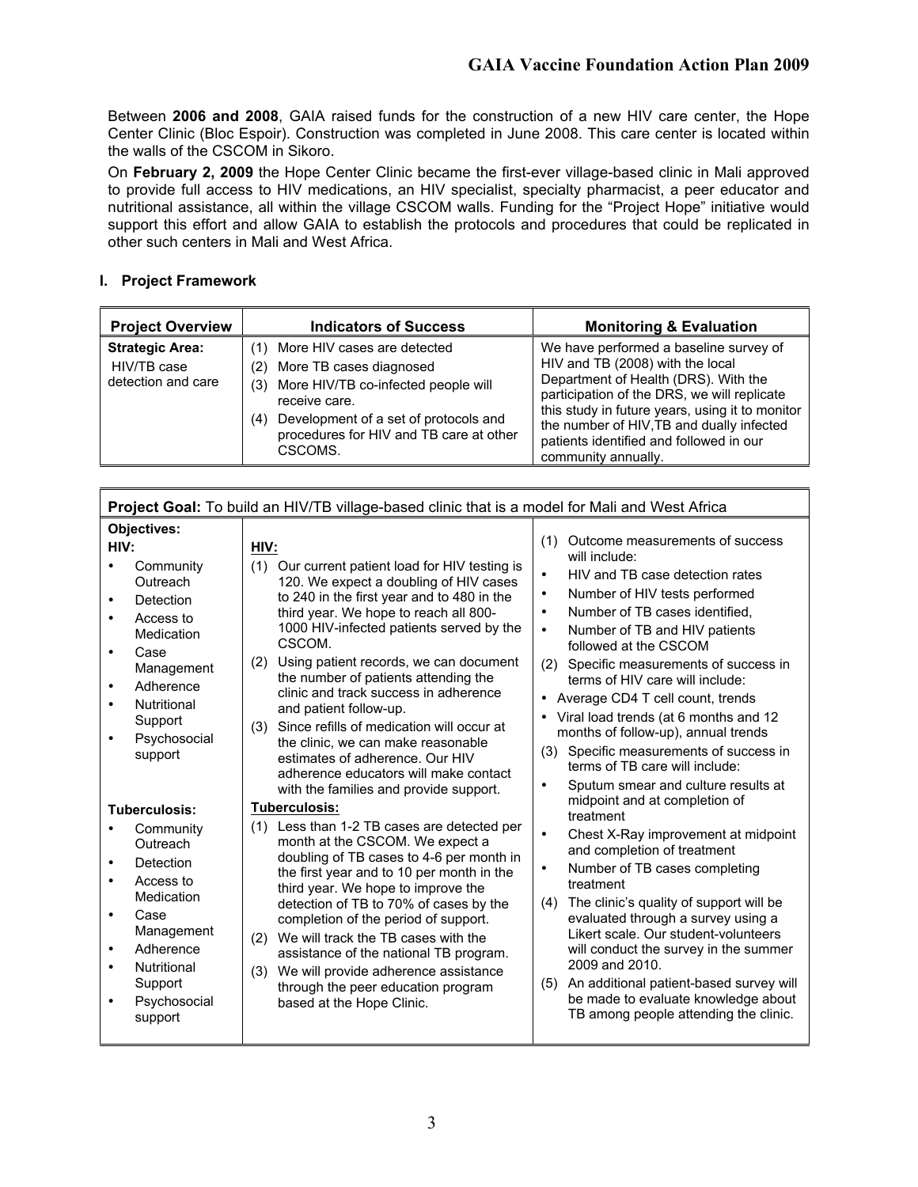Between **2006 and 2008**, GAIA raised funds for the construction of a new HIV care center, the Hope Center Clinic (Bloc Espoir). Construction was completed in June 2008. This care center is located within the walls of the CSCOM in Sikoro.

On **February 2, 2009** the Hope Center Clinic became the first-ever village-based clinic in Mali approved to provide full access to HIV medications, an HIV specialist, specialty pharmacist, a peer educator and nutritional assistance, all within the village CSCOM walls. Funding for the "Project Hope" initiative would support this effort and allow GAIA to establish the protocols and procedures that could be replicated in other such centers in Mali and West Africa.

## I. Project Framework

| Project Overview | Indicators of Success | Monitoring & Evaluation |
|---|---|---|
| **Strategic Area:** HIV/TB case detection and care | (1) More HIV cases are detected<br>(2) More TB cases diagnosed<br>(3) More HIV/TB co-infected people will receive care.<br>(4) Development of a set of protocols and procedures for HIV and TB care at other CSCOMS. | We have performed a baseline survey of HIV and TB (2008) with the local Department of Health (DRS). With the participation of the DRS, we will replicate this study in future years, using it to monitor the number of HIV,TB and dually infected patients identified and followed in our community annually. |

| **Project Goal:** To build an HIV/TB village-based clinic that is a model for Mali and West Africa | | |
|---|---|---|
| **Objectives:**<br>**HIV:**<br>• Community Outreach<br>• Detection<br>• Access to Medication<br>• Case Management<br>• Adherence<br>• Nutritional Support<br>• Psychosocial support<br><br>**Tuberculosis:**<br>• Community Outreach<br>• Detection<br>• Access to Medication<br>• Case Management<br>• Adherence<br>• Nutritional Support<br>• Psychosocial support | **HIV:**<br>(1) Our current patient load for HIV testing is 120. We expect a doubling of HIV cases to 240 in the first year and to 480 in the third year. We hope to reach all 800-1000 HIV-infected patients served by the CSCOM.<br>(2) Using patient records, we can document the number of patients attending the clinic and track success in adherence and patient follow-up.<br>(3) Since refills of medication will occur at the clinic, we can make reasonable estimates of adherence. Our HIV adherence educators will make contact with the families and provide support.<br>**Tuberculosis:**<br>(1) Less than 1-2 TB cases are detected per month at the CSCOM. We expect a doubling of TB cases to 4-6 per month in the first year and to 10 per month in the third year. We hope to improve the detection of TB to 70% of cases by the completion of the period of support.<br>(2) We will track the TB cases with the assistance of the national TB program.<br>(3) We will provide adherence assistance through the peer education program based at the Hope Clinic. | (1) Outcome measurements of success will include:<br>• HIV and TB case detection rates<br>• Number of HIV tests performed<br>• Number of TB cases identified,<br>• Number of TB and HIV patients followed at the CSCOM<br>(2) Specific measurements of success in terms of HIV care will include:<br>• Average CD4 T cell count, trends<br>• Viral load trends (at 6 months and 12 months of follow-up), annual trends<br>(3) Specific measurements of success in terms of TB care will include:<br>• Sputum smear and culture results at midpoint and at completion of treatment<br>• Chest X-Ray improvement at midpoint and completion of treatment<br>• Number of TB cases completing treatment<br>(4) The clinic's quality of support will be evaluated through a survey using a Likert scale. Our student-volunteers will conduct the survey in the summer 2009 and 2010.<br>(5) An additional patient-based survey will be made to evaluate knowledge about TB among people attending the clinic. |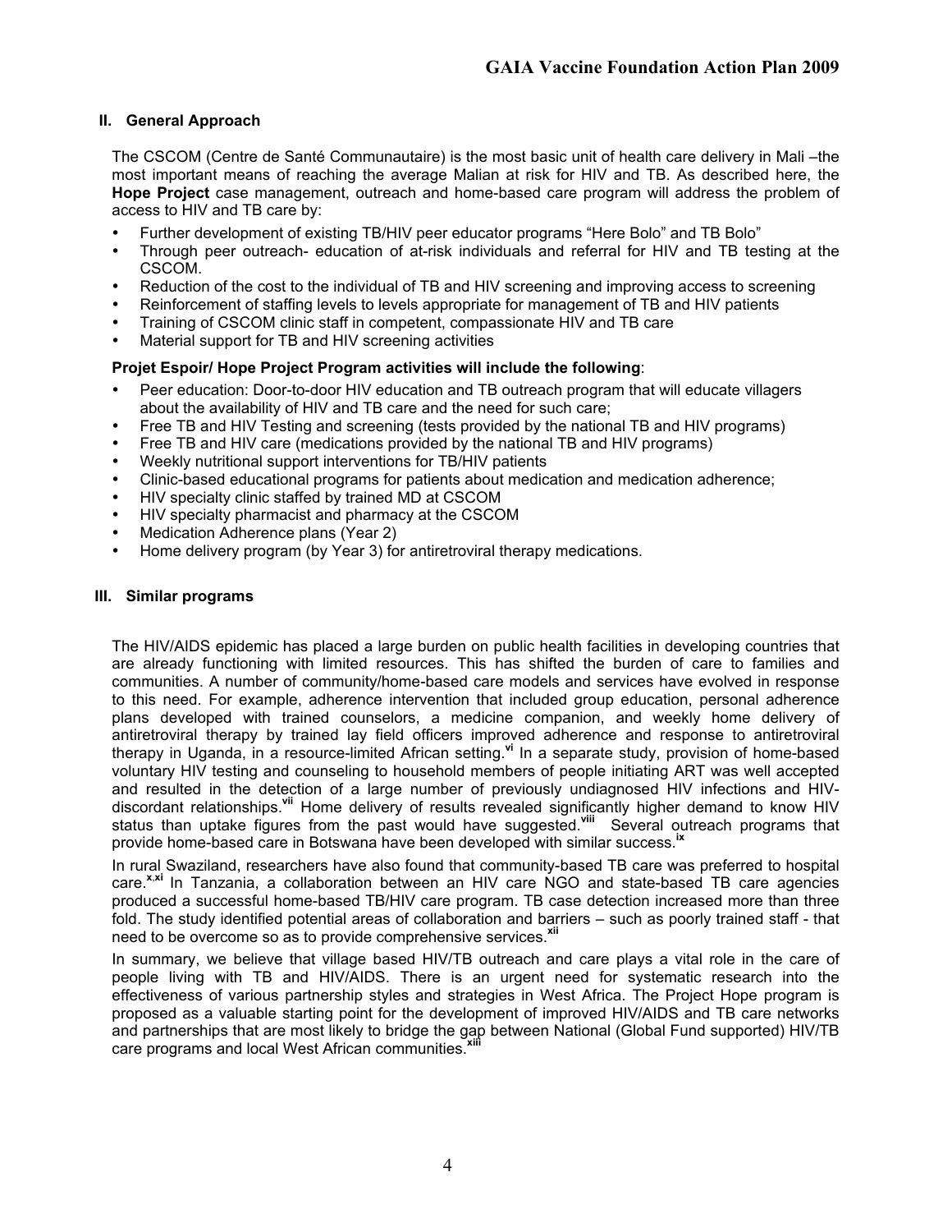## II. General Approach

The CSCOM (Centre de Santé Communautaire) is the most basic unit of health care delivery in Mali –the most important means of reaching the average Malian at risk for HIV and TB. As described here, the **Hope Project** case management, outreach and home-based care program will address the problem of access to HIV and TB care by:

- Further development of existing TB/HIV peer educator programs "Here Bolo" and TB Bolo"
- Through peer outreach- education of at-risk individuals and referral for HIV and TB testing at the CSCOM.
- Reduction of the cost to the individual of TB and HIV screening and improving access to screening
- Reinforcement of staffing levels to levels appropriate for management of TB and HIV patients
- Training of CSCOM clinic staff in competent, compassionate HIV and TB care
- Material support for TB and HIV screening activities

**Projet Espoir/ Hope Project Program activities will include the following**:

- Peer education: Door-to-door HIV education and TB outreach program that will educate villagers about the availability of HIV and TB care and the need for such care;
- Free TB and HIV Testing and screening (tests provided by the national TB and HIV programs)
- Free TB and HIV care (medications provided by the national TB and HIV programs)
- Weekly nutritional support interventions for TB/HIV patients
- Clinic-based educational programs for patients about medication and medication adherence;
- HIV specialty clinic staffed by trained MD at CSCOM
- HIV specialty pharmacist and pharmacy at the CSCOM
- Medication Adherence plans (Year 2)
- Home delivery program (by Year 3) for antiretroviral therapy medications.

## III. Similar programs

The HIV/AIDS epidemic has placed a large burden on public health facilities in developing countries that are already functioning with limited resources. This has shifted the burden of care to families and communities. A number of community/home-based care models and services have evolved in response to this need. For example, adherence intervention that included group education, personal adherence plans developed with trained counselors, a medicine companion, and weekly home delivery of antiretroviral therapy by trained lay field officers improved adherence and response to antiretroviral therapy in Uganda, in a resource-limited African setting.[vi] In a separate study, provision of home-based voluntary HIV testing and counseling to household members of people initiating ART was well accepted and resulted in the detection of a large number of previously undiagnosed HIV infections and HIV-discordant relationships.[vii] Home delivery of results revealed significantly higher demand to know HIV status than uptake figures from the past would have suggested.[viii] Several outreach programs that provide home-based care in Botswana have been developed with similar success.[ix]

In rural Swaziland, researchers have also found that community-based TB care was preferred to hospital care.[x,xi] In Tanzania, a collaboration between an HIV care NGO and state-based TB care agencies produced a successful home-based TB/HIV care program. TB case detection increased more than three fold. The study identified potential areas of collaboration and barriers – such as poorly trained staff - that need to be overcome so as to provide comprehensive services.[xii]

In summary, we believe that village based HIV/TB outreach and care plays a vital role in the care of people living with TB and HIV/AIDS. There is an urgent need for systematic research into the effectiveness of various partnership styles and strategies in West Africa. The Project Hope program is proposed as a valuable starting point for the development of improved HIV/AIDS and TB care networks and partnerships that are most likely to bridge the gap between National (Global Fund supported) HIV/TB care programs and local West African communities.[xiii]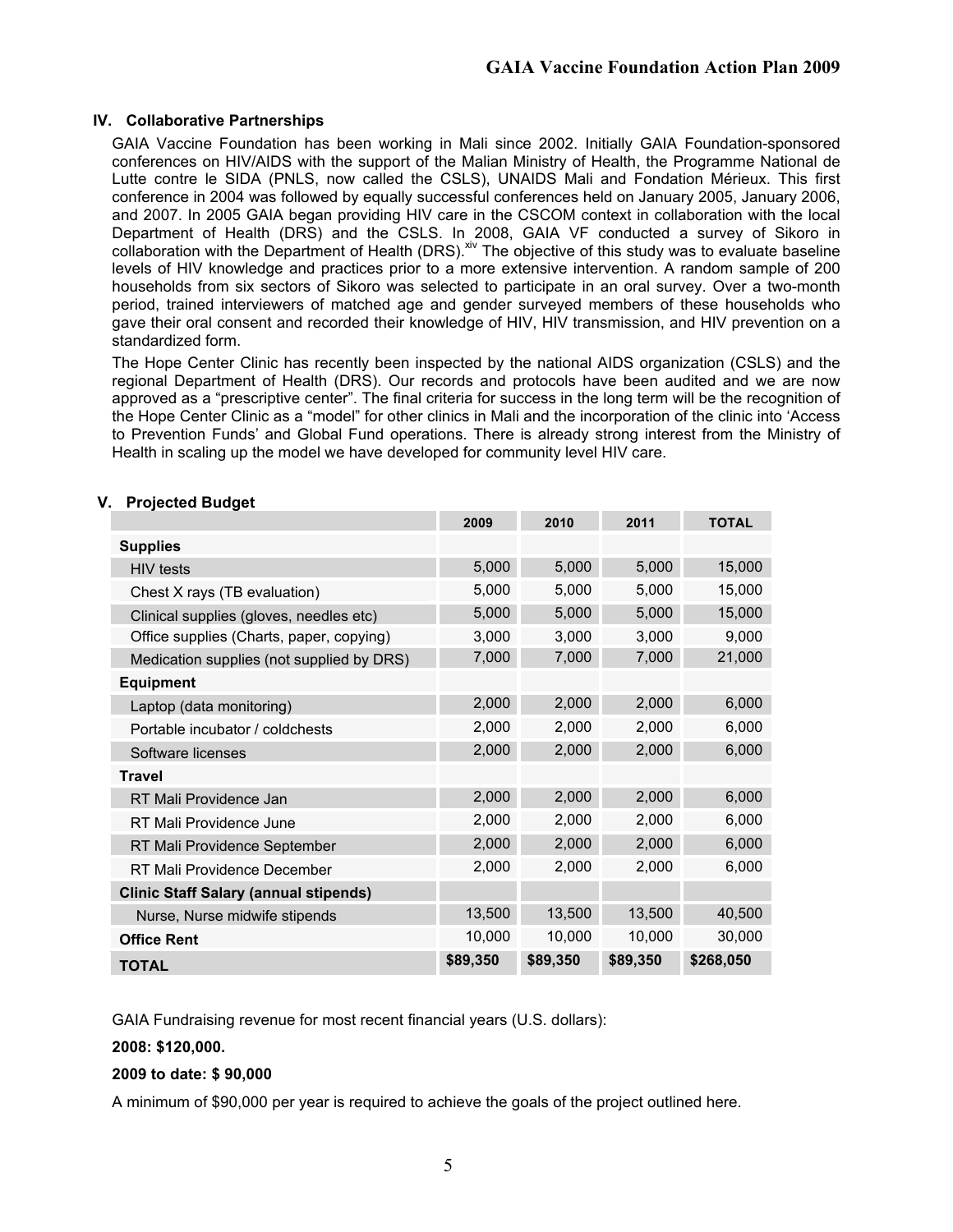## IV. Collaborative Partnerships

GAIA Vaccine Foundation has been working in Mali since 2002. Initially GAIA Foundation-sponsored conferences on HIV/AIDS with the support of the Malian Ministry of Health, the Programme National de Lutte contre le SIDA (PNLS, now called the CSLS), UNAIDS Mali and Fondation Mérieux. This first conference in 2004 was followed by equally successful conferences held on January 2005, January 2006, and 2007. In 2005 GAIA began providing HIV care in the CSCOM context in collaboration with the local Department of Health (DRS) and the CSLS. In 2008, GAIA VF conducted a survey of Sikoro in collaboration with the Department of Health (DRS).[xiv] The objective of this study was to evaluate baseline levels of HIV knowledge and practices prior to a more extensive intervention. A random sample of 200 households from six sectors of Sikoro was selected to participate in an oral survey. Over a two-month period, trained interviewers of matched age and gender surveyed members of these households who gave their oral consent and recorded their knowledge of HIV, HIV transmission, and HIV prevention on a standardized form.

The Hope Center Clinic has recently been inspected by the national AIDS organization (CSLS) and the regional Department of Health (DRS). Our records and protocols have been audited and we are now approved as a "prescriptive center". The final criteria for success in the long term will be the recognition of the Hope Center Clinic as a "model" for other clinics in Mali and the incorporation of the clinic into 'Access to Prevention Funds' and Global Fund operations. There is already strong interest from the Ministry of Health in scaling up the model we have developed for community level HIV care.

## V. Projected Budget

| | 2009 | 2010 | 2011 | TOTAL |
|---|---|---|---|---|
| **Supplies** | | | | |
| HIV tests | 5,000 | 5,000 | 5,000 | 15,000 |
| Chest X rays (TB evaluation) | 5,000 | 5,000 | 5,000 | 15,000 |
| Clinical supplies (gloves, needles etc) | 5,000 | 5,000 | 5,000 | 15,000 |
| Office supplies (Charts, paper, copying) | 3,000 | 3,000 | 3,000 | 9,000 |
| Medication supplies (not supplied by DRS) | 7,000 | 7,000 | 7,000 | 21,000 |
| **Equipment** | | | | |
| Laptop (data monitoring) | 2,000 | 2,000 | 2,000 | 6,000 |
| Portable incubator / coldchests | 2,000 | 2,000 | 2,000 | 6,000 |
| Software licenses | 2,000 | 2,000 | 2,000 | 6,000 |
| **Travel** | | | | |
| RT Mali Providence Jan | 2,000 | 2,000 | 2,000 | 6,000 |
| RT Mali Providence June | 2,000 | 2,000 | 2,000 | 6,000 |
| RT Mali Providence September | 2,000 | 2,000 | 2,000 | 6,000 |
| RT Mali Providence December | 2,000 | 2,000 | 2,000 | 6,000 |
| **Clinic Staff Salary (annual stipends)** | | | | |
| Nurse, Nurse midwife stipends | 13,500 | 13,500 | 13,500 | 40,500 |
| **Office Rent** | 10,000 | 10,000 | 10,000 | 30,000 |
| **TOTAL** | **$89,350** | **$89,350** | **$89,350** | **$268,050** |

GAIA Fundraising revenue for most recent financial years (U.S. dollars):

**2008: $120,000.**

**2009 to date: $ 90,000**

A minimum of $90,000 per year is required to achieve the goals of the project outlined here.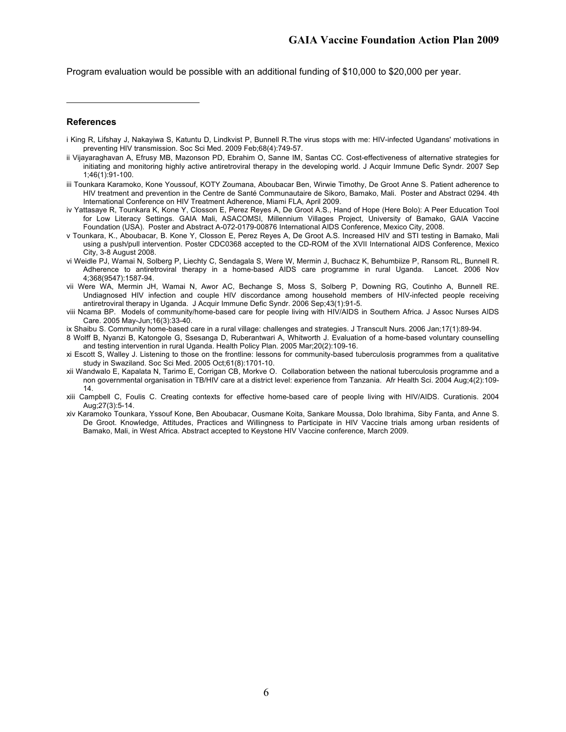Program evaluation would be possible with an additional funding of $10,000 to $20,000 per year.

---

## References

i King R, Lifshay J, Nakayiwa S, Katuntu D, Lindkvist P, Bunnell R.The virus stops with me: HIV-infected Ugandans' motivations in preventing HIV transmission. Soc Sci Med. 2009 Feb;68(4):749-57.

ii Vijayaraghavan A, Efrusy MB, Mazonson PD, Ebrahim O, Sanne IM, Santas CC. Cost-effectiveness of alternative strategies for initiating and monitoring highly active antiretroviral therapy in the developing world. J Acquir Immune Defic Syndr. 2007 Sep 1;46(1):91-100.

iii Tounkara Karamoko, Kone Youssouf, KOTY Zoumana, Aboubacar Ben, Wirwie Timothy, De Groot Anne S. Patient adherence to HIV treatment and prevention in the Centre de Santé Communautaire de Sikoro, Bamako, Mali. Poster and Abstract 0294. 4th International Conference on HIV Treatment Adherence, Miami FLA, April 2009.

iv Yattasaye R, Tounkara K, Kone Y, Closson E, Perez Reyes A, De Groot A.S., Hand of Hope (Here Bolo): A Peer Education Tool for Low Literacy Settings. GAIA Mali, ASACOMSI, Millennium Villages Project, University of Bamako, GAIA Vaccine Foundation (USA). Poster and Abstract A-072-0179-00876 International AIDS Conference, Mexico City, 2008.

v Tounkara, K., Aboubacar, B. Kone Y, Closson E, Perez Reyes A, De Groot A.S. Increased HIV and STI testing in Bamako, Mali using a push/pull intervention. Poster CDC0368 accepted to the CD-ROM of the XVII International AIDS Conference, Mexico City, 3-8 August 2008.

vi Weidle PJ, Wamai N, Solberg P, Liechty C, Sendagala S, Were W, Mermin J, Buchacz K, Behumbiize P, Ransom RL, Bunnell R. Adherence to antiretroviral therapy in a home-based AIDS care programme in rural Uganda. Lancet. 2006 Nov 4;368(9547):1587-94.

vii Were WA, Mermin JH, Wamai N, Awor AC, Bechange S, Moss S, Solberg P, Downing RG, Coutinho A, Bunnell RE. Undiagnosed HIV infection and couple HIV discordance among household members of HIV-infected people receiving antiretroviral therapy in Uganda. J Acquir Immune Defic Syndr. 2006 Sep;43(1):91-5.

viii Ncama BP. Models of community/home-based care for people living with HIV/AIDS in Southern Africa. J Assoc Nurses AIDS Care. 2005 May-Jun;16(3):33-40.

ix Shaibu S. Community home-based care in a rural village: challenges and strategies. J Transcult Nurs. 2006 Jan;17(1):89-94.

8 Wolff B, Nyanzi B, Katongole G, Ssesanga D, Ruberantwari A, Whitworth J. Evaluation of a home-based voluntary counselling and testing intervention in rural Uganda. Health Policy Plan. 2005 Mar;20(2):109-16.

xi Escott S, Walley J. Listening to those on the frontline: lessons for community-based tuberculosis programmes from a qualitative study in Swaziland. Soc Sci Med. 2005 Oct;61(8):1701-10.

xii Wandwalo E, Kapalata N, Tarimo E, Corrigan CB, Morkve O. Collaboration between the national tuberculosis programme and a non governmental organisation in TB/HIV care at a district level: experience from Tanzania. Afr Health Sci. 2004 Aug;4(2):109-14.

xiii Campbell C, Foulis C. Creating contexts for effective home-based care of people living with HIV/AIDS. Curationis. 2004 Aug;27(3):5-14.

xiv Karamoko Tounkara, Yssouf Kone, Ben Aboubacar, Ousmane Koita, Sankare Moussa, Dolo Ibrahima, Siby Fanta, and Anne S. De Groot. Knowledge, Attitudes, Practices and Willingness to Participate in HIV Vaccine trials among urban residents of Bamako, Mali, in West Africa. Abstract accepted to Keystone HIV Vaccine conference, March 2009.